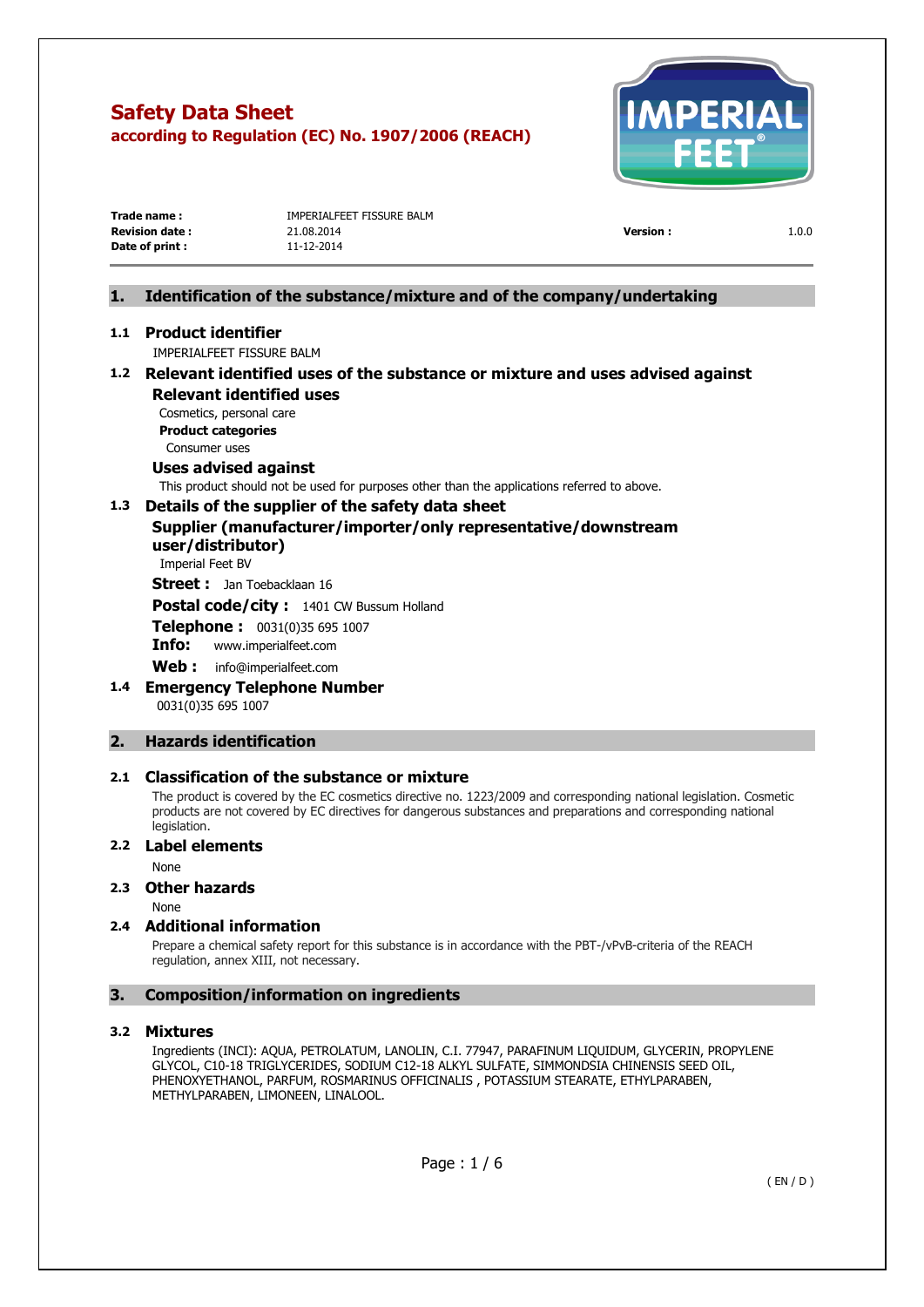# Safety Data Sheet

**according to Regulation (EC) No. 1907/2006 (REACH)**

| | | | |
|---|---|---|---|
| **Trade name :** | IMPERIALFEET FISSURE BALM | | |
| **Revision date :** | 21.08.2014 | **Version :** | 1.0.0 |
| **Date of print :** | 11-12-2014 | | |

## 1. Identification of the substance/mixture and of the company/undertaking

### 1.1 Product identifier

IMPERIALFEET FISSURE BALM

### 1.2 Relevant identified uses of the substance or mixture and uses advised against

**Relevant identified uses**

Cosmetics, personal care

**Product categories**

Consumer uses

**Uses advised against**

This product should not be used for purposes other than the applications referred to above.

### 1.3 Details of the supplier of the safety data sheet

**Supplier (manufacturer/importer/only representative/downstream user/distributor)**

Imperial Feet BV

**Street :** Jan Toebacklaan 16

**Postal code/city :** 1401 CW Bussum Holland

**Telephone :** 0031(0)35 695 1007

**Info:** www.imperialfeet.com

**Web :** info@imperialfeet.com

### 1.4 Emergency Telephone Number

0031(0)35 695 1007

## 2. Hazards identification

### 2.1 Classification of the substance or mixture

The product is covered by the EC cosmetics directive no. 1223/2009 and corresponding national legislation. Cosmetic products are not covered by EC directives for dangerous substances and preparations and corresponding national legislation.

### 2.2 Label elements

None

### 2.3 Other hazards

None

### 2.4 Additional information

Prepare a chemical safety report for this substance is in accordance with the PBT-/vPvB-criteria of the REACH regulation, annex XIII, not necessary.

## 3. Composition/information on ingredients

### 3.2 Mixtures

Ingredients (INCI): AQUA, PETROLATUM, LANOLIN, C.I. 77947, PARAFINUM LIQUIDUM, GLYCERIN, PROPYLENE GLYCOL, C10-18 TRIGLYCERIDES, SODIUM C12-18 ALKYL SULFATE, SIMMONDSIA CHINENSIS SEED OIL, PHENOXYETHANOL, PARFUM, ROSMARINUS OFFICINALIS , POTASSIUM STEARATE, ETHYLPARABEN, METHYLPARABEN, LIMONEEN, LINALOOL.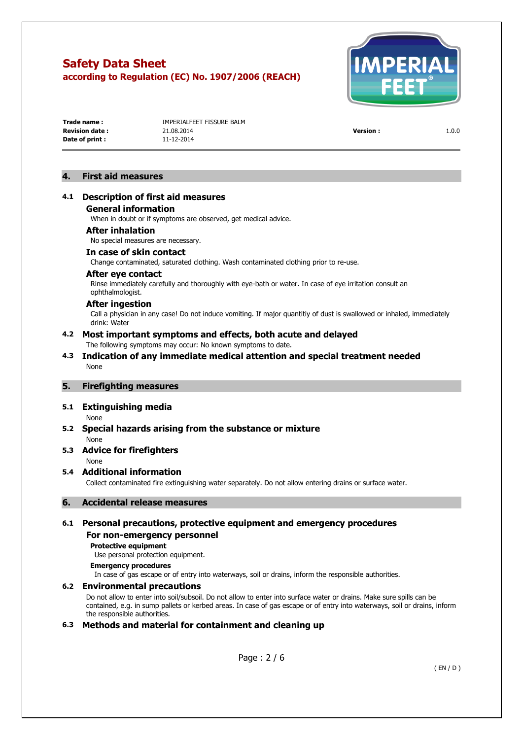## 4. First aid measures

### 4.1 Description of first aid measures

**General information**

When in doubt or if symptoms are observed, get medical advice.

**After inhalation**

No special measures are necessary.

**In case of skin contact**

Change contaminated, saturated clothing. Wash contaminated clothing prior to re-use.

**After eye contact**

Rinse immediately carefully and thoroughly with eye-bath or water. In case of eye irritation consult an ophthalmologist.

**After ingestion**

Call a physician in any case! Do not induce vomiting. If major quantitiy of dust is swallowed or inhaled, immediately drink: Water

### 4.2 Most important symptoms and effects, both acute and delayed

The following symptoms may occur: No known symptoms to date.

### 4.3 Indication of any immediate medical attention and special treatment needed

None

## 5. Firefighting measures

### 5.1 Extinguishing media

None

### 5.2 Special hazards arising from the substance or mixture

None

### 5.3 Advice for firefighters

None

### 5.4 Additional information

Collect contaminated fire extinguishing water separately. Do not allow entering drains or surface water.

## 6. Accidental release measures

### 6.1 Personal precautions, protective equipment and emergency procedures

**For non-emergency personnel**

**Protective equipment**

Use personal protection equipment.

**Emergency procedures**

In case of gas escape or of entry into waterways, soil or drains, inform the responsible authorities.

### 6.2 Environmental precautions

Do not allow to enter into soil/subsoil. Do not allow to enter into surface water or drains. Make sure spills can be contained, e.g. in sump pallets or kerbed areas. In case of gas escape or of entry into waterways, soil or drains, inform the responsible authorities.

### 6.3 Methods and material for containment and cleaning up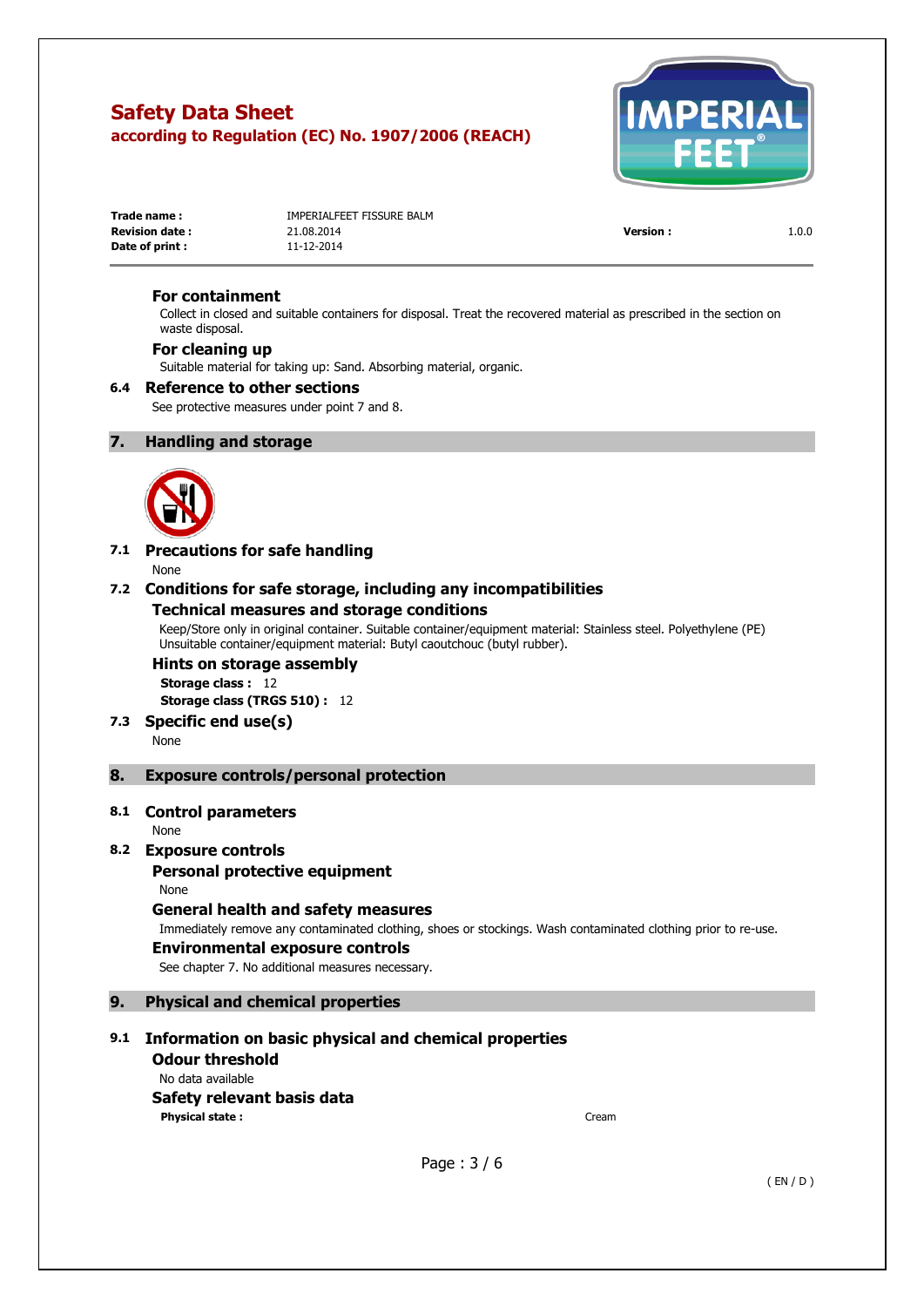**Trade name :** IMPERIALFEET FISSURE BALM
**Revision date :** 21.08.2014 **Version :** 1.0.0
**Date of print :** 11-12-2014

### For containment

Collect in closed and suitable containers for disposal. Treat the recovered material as prescribed in the section on waste disposal.

### For cleaning up

Suitable material for taking up: Sand. Absorbing material, organic.

### 6.4 Reference to other sections

See protective measures under point 7 and 8.

## 7. Handling and storage

### 7.1 Precautions for safe handling

None

### 7.2 Conditions for safe storage, including any incompatibilities

#### Technical measures and storage conditions

Keep/Store only in original container. Suitable container/equipment material: Stainless steel. Polyethylene (PE) Unsuitable container/equipment material: Butyl caoutchouc (butyl rubber).

#### Hints on storage assembly

**Storage class :** 12
**Storage class (TRGS 510) :** 12

### 7.3 Specific end use(s)

None

## 8. Exposure controls/personal protection

### 8.1 Control parameters

None

### 8.2 Exposure controls

#### Personal protective equipment

None

#### General health and safety measures

Immediately remove any contaminated clothing, shoes or stockings. Wash contaminated clothing prior to re-use.

#### Environmental exposure controls

See chapter 7. No additional measures necessary.

## 9. Physical and chemical properties

### 9.1 Information on basic physical and chemical properties

#### Odour threshold

No data available

#### Safety relevant basis data

**Physical state :** Cream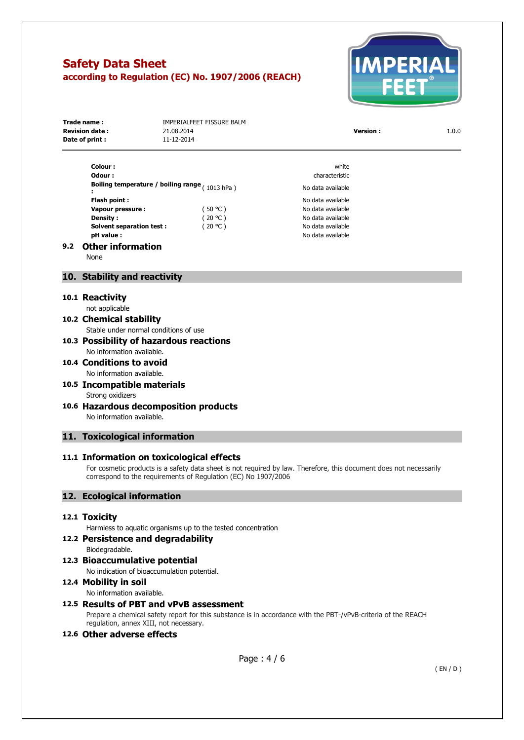| | | |
|---|---|---|
| **Colour :** | | white |
| **Odour :** | | characteristic |
| **Boiling temperature / boiling range :** | ( 1013 hPa ) | No data available |
| **Flash point :** | | No data available |
| **Vapour pressure :** | ( 50 °C ) | No data available |
| **Density :** | ( 20 °C ) | No data available |
| **Solvent separation test :** | ( 20 °C ) | No data available |
| **pH value :** | | No data available |

### 9.2 Other information

None

## 10. Stability and reactivity

### 10.1 Reactivity

not applicable

### 10.2 Chemical stability

Stable under normal conditions of use

### 10.3 Possibility of hazardous reactions

No information available.

### 10.4 Conditions to avoid

No information available.

### 10.5 Incompatible materials

Strong oxidizers

### 10.6 Hazardous decomposition products

No information available.

## 11. Toxicological information

### 11.1 Information on toxicological effects

For cosmetic products is a safety data sheet is not required by law. Therefore, this document does not necessarily correspond to the requirements of Regulation (EC) No 1907/2006

## 12. Ecological information

### 12.1 Toxicity

Harmless to aquatic organisms up to the tested concentration

### 12.2 Persistence and degradability

Biodegradable.

### 12.3 Bioaccumulative potential

No indication of bioaccumulation potential.

### 12.4 Mobility in soil

No information available.

### 12.5 Results of PBT and vPvB assessment

Prepare a chemical safety report for this substance is in accordance with the PBT-/vPvB-criteria of the REACH regulation, annex XIII, not necessary.

### 12.6 Other adverse effects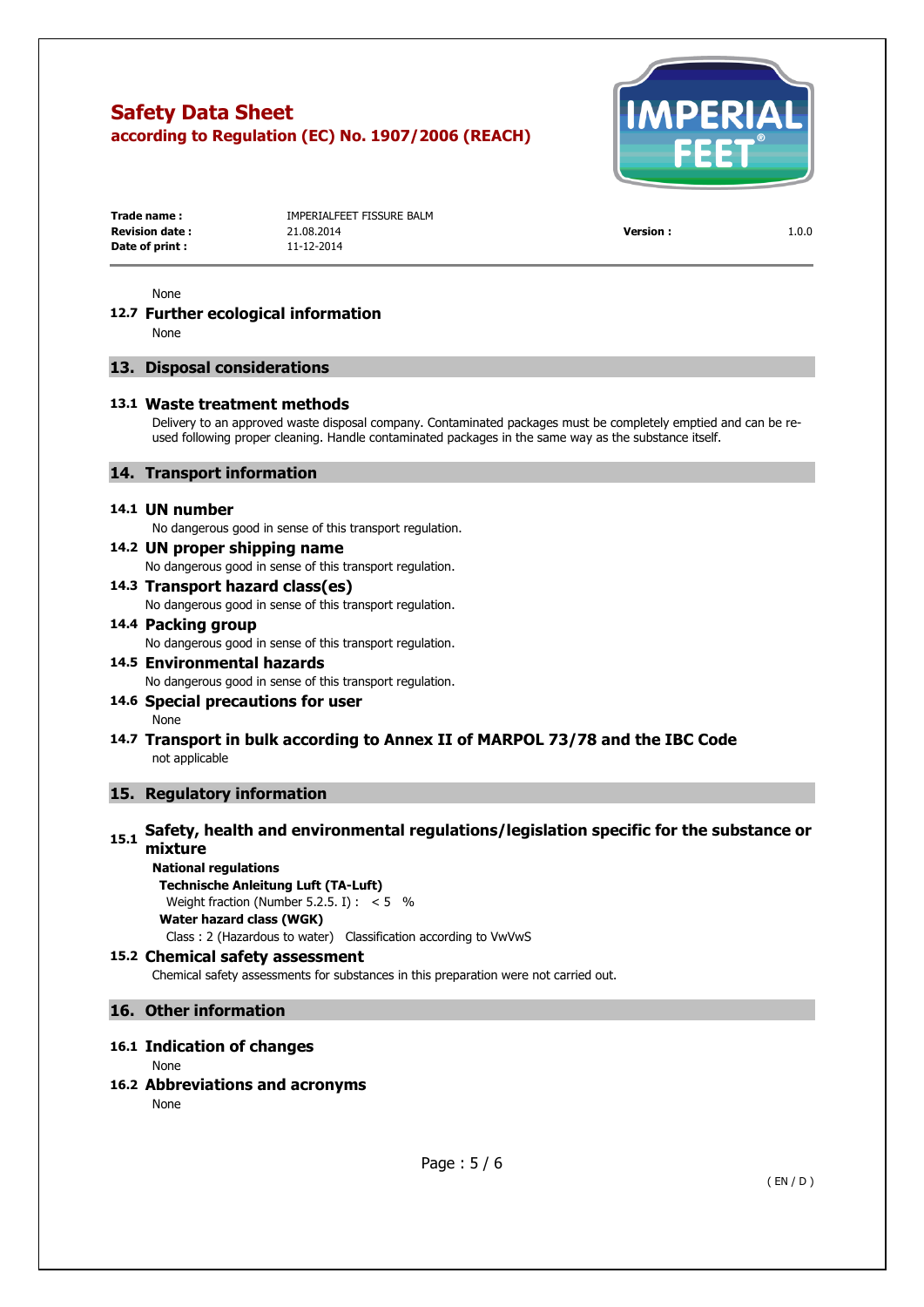None

### 12.7 Further ecological information

None

## 13. Disposal considerations

### 13.1 Waste treatment methods

Delivery to an approved waste disposal company. Contaminated packages must be completely emptied and can be re-used following proper cleaning. Handle contaminated packages in the same way as the substance itself.

## 14. Transport information

### 14.1 UN number

No dangerous good in sense of this transport regulation.

### 14.2 UN proper shipping name

No dangerous good in sense of this transport regulation.

### 14.3 Transport hazard class(es)

No dangerous good in sense of this transport regulation.

### 14.4 Packing group

No dangerous good in sense of this transport regulation.

### 14.5 Environmental hazards

No dangerous good in sense of this transport regulation.

### 14.6 Special precautions for user

None

### 14.7 Transport in bulk according to Annex II of MARPOL 73/78 and the IBC Code

not applicable

## 15. Regulatory information

### 15.1 Safety, health and environmental regulations/legislation specific for the substance or mixture

**National regulations**

**Technische Anleitung Luft (TA-Luft)**

Weight fraction (Number 5.2.5. I) : < 5 %

**Water hazard class (WGK)**

Class : 2 (Hazardous to water) Classification according to VwVwS

### 15.2 Chemical safety assessment

Chemical safety assessments for substances in this preparation were not carried out.

## 16. Other information

### 16.1 Indication of changes

None

### 16.2 Abbreviations and acronyms

None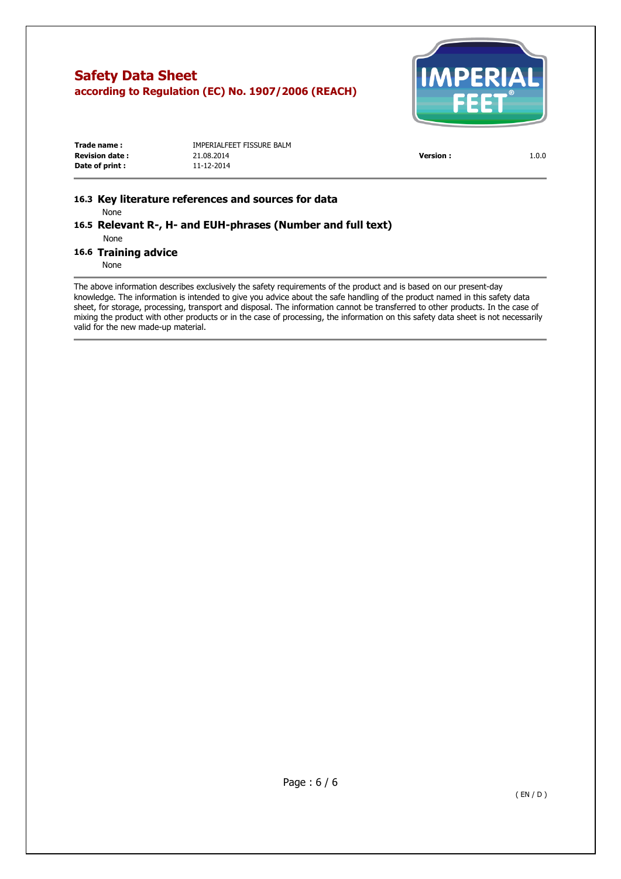### 16.3 Key literature references and sources for data

None

### 16.5 Relevant R-, H- and EUH-phrases (Number and full text)

None

### 16.6 Training advice

None

---

The above information describes exclusively the safety requirements of the product and is based on our present-day knowledge. The information is intended to give you advice about the safe handling of the product named in this safety data sheet, for storage, processing, transport and disposal. The information cannot be transferred to other products. In the case of mixing the product with other products or in the case of processing, the information on this safety data sheet is not necessarily valid for the new made-up material.